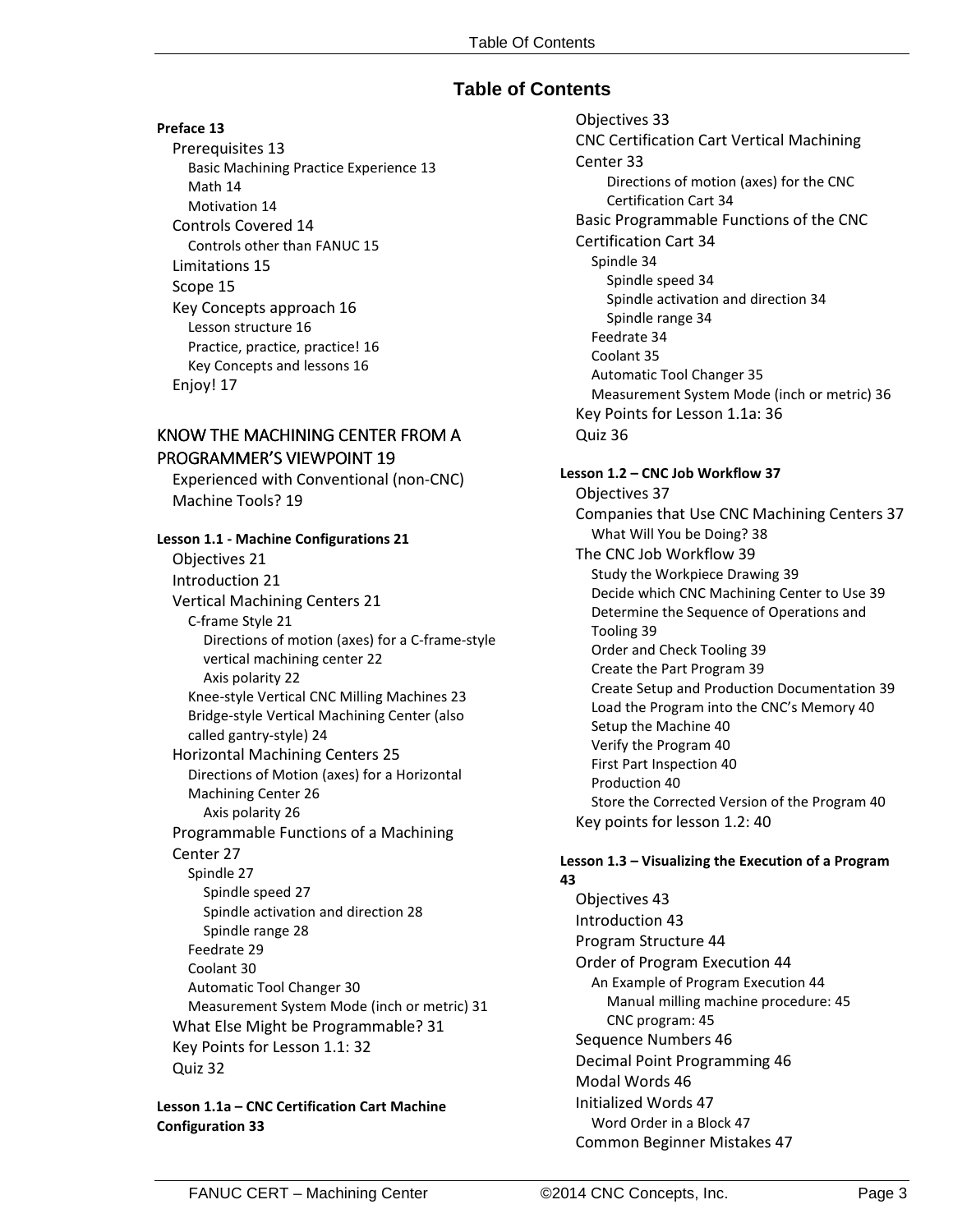# Table of Contents

**Preface 13**

- Prerequisites 13
  - Basic Machining Practice Experience 13
  - Math 14
  - Motivation 14
- Controls Covered 14
  - Controls other than FANUC 15
- Limitations 15
- Scope 15
- Key Concepts approach 16
  - Lesson structure 16
  - Practice, practice, practice! 16
  - Key Concepts and lessons 16
- Enjoy! 17

## KNOW THE MACHINING CENTER FROM A PROGRAMMER'S VIEWPOINT 19

- Experienced with Conventional (non-CNC) Machine Tools? 19

**Lesson 1.1 - Machine Configurations 21**

- Objectives 21
- Introduction 21
- Vertical Machining Centers 21
  - C-frame Style 21
    - Directions of motion (axes) for a C-frame-style vertical machining center 22
    - Axis polarity 22
  - Knee-style Vertical CNC Milling Machines 23
  - Bridge-style Vertical Machining Center (also called gantry-style) 24
- Horizontal Machining Centers 25
  - Directions of Motion (axes) for a Horizontal Machining Center 26
    - Axis polarity 26
- Programmable Functions of a Machining Center 27
  - Spindle 27
    - Spindle speed 27
    - Spindle activation and direction 28
    - Spindle range 28
  - Feedrate 29
  - Coolant 30
  - Automatic Tool Changer 30
  - Measurement System Mode (inch or metric) 31
- What Else Might be Programmable? 31
- Key Points for Lesson 1.1: 32
- Quiz 32

**Lesson 1.1a – CNC Certification Cart Machine Configuration 33**

- Objectives 33
- CNC Certification Cart Vertical Machining Center 33
  - Directions of motion (axes) for the CNC Certification Cart 34
- Basic Programmable Functions of the CNC Certification Cart 34
  - Spindle 34
    - Spindle speed 34
    - Spindle activation and direction 34
    - Spindle range 34
  - Feedrate 34
  - Coolant 35
  - Automatic Tool Changer 35
  - Measurement System Mode (inch or metric) 36
- Key Points for Lesson 1.1a: 36
- Quiz 36

**Lesson 1.2 – CNC Job Workflow 37**

- Objectives 37
- Companies that Use CNC Machining Centers 37
  - What Will You be Doing? 38
- The CNC Job Workflow 39
  - Study the Workpiece Drawing 39
  - Decide which CNC Machining Center to Use 39
  - Determine the Sequence of Operations and Tooling 39
  - Order and Check Tooling 39
  - Create the Part Program 39
  - Create Setup and Production Documentation 39
  - Load the Program into the CNC's Memory 40
  - Setup the Machine 40
  - Verify the Program 40
  - First Part Inspection 40
  - Production 40
  - Store the Corrected Version of the Program 40
- Key points for lesson 1.2: 40

**Lesson 1.3 – Visualizing the Execution of a Program 43**

- Objectives 43
- Introduction 43
- Program Structure 44
- Order of Program Execution 44
  - An Example of Program Execution 44
    - Manual milling machine procedure: 45
    - CNC program: 45
- Sequence Numbers 46
- Decimal Point Programming 46
- Modal Words 46
- Initialized Words 47
  - Word Order in a Block 47
- Common Beginner Mistakes 47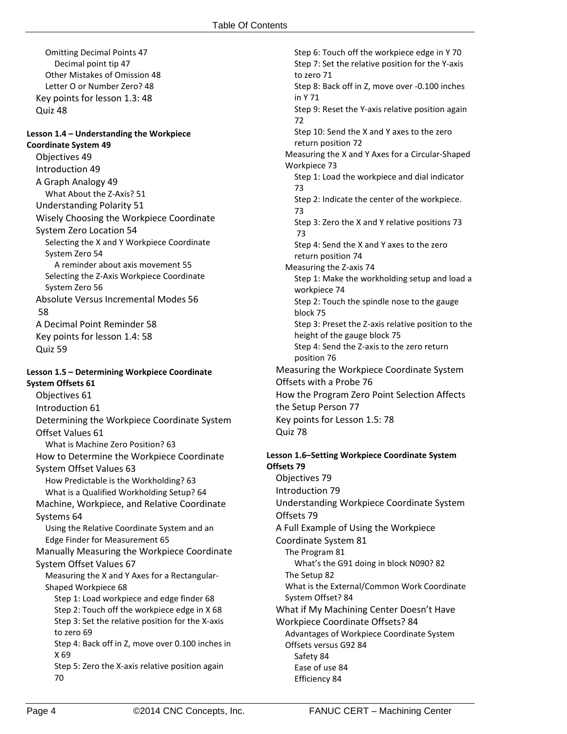Omitting Decimal Points 47
Decimal point tip 47
Other Mistakes of Omission 48
Letter O or Number Zero? 48
Key points for lesson 1.3: 48
Quiz 48

**Lesson 1.4 – Understanding the Workpiece Coordinate System 49**

Objectives 49
Introduction 49
A Graph Analogy 49
What About the Z-Axis? 51
Understanding Polarity 51
Wisely Choosing the Workpiece Coordinate System Zero Location 54
Selecting the X and Y Workpiece Coordinate System Zero 54
A reminder about axis movement 55
Selecting the Z-Axis Workpiece Coordinate System Zero 56
Absolute Versus Incremental Modes 56
58
A Decimal Point Reminder 58
Key points for lesson 1.4: 58
Quiz 59

**Lesson 1.5 – Determining Workpiece Coordinate System Offsets 61**

Objectives 61
Introduction 61
Determining the Workpiece Coordinate System Offset Values 61
What is Machine Zero Position? 63
How to Determine the Workpiece Coordinate System Offset Values 63
How Predictable is the Workholding? 63
What is a Qualified Workholding Setup? 64
Machine, Workpiece, and Relative Coordinate Systems 64
Using the Relative Coordinate System and an Edge Finder for Measurement 65
Manually Measuring the Workpiece Coordinate System Offset Values 67
Measuring the X and Y Axes for a Rectangular-Shaped Workpiece 68
Step 1: Load workpiece and edge finder 68
Step 2: Touch off the workpiece edge in X 68
Step 3: Set the relative position for the X-axis to zero 69
Step 4: Back off in Z, move over 0.100 inches in X 69
Step 5: Zero the X-axis relative position again 70
Step 6: Touch off the workpiece edge in Y 70
Step 7: Set the relative position for the Y-axis to zero 71
Step 8: Back off in Z, move over -0.100 inches in Y 71
Step 9: Reset the Y-axis relative position again 72
Step 10: Send the X and Y axes to the zero return position 72
Measuring the X and Y Axes for a Circular-Shaped Workpiece 73
Step 1: Load the workpiece and dial indicator 73
Step 2: Indicate the center of the workpiece. 73
Step 3: Zero the X and Y relative positions 73
73
Step 4: Send the X and Y axes to the zero return position 74
Measuring the Z-axis 74
Step 1: Make the workholding setup and load a workpiece 74
Step 2: Touch the spindle nose to the gauge block 75
Step 3: Preset the Z-axis relative position to the height of the gauge block 75
Step 4: Send the Z-axis to the zero return position 76
Measuring the Workpiece Coordinate System Offsets with a Probe 76
How the Program Zero Point Selection Affects the Setup Person 77
Key points for Lesson 1.5: 78
Quiz 78

**Lesson 1.6–Setting Workpiece Coordinate System Offsets 79**

Objectives 79
Introduction 79
Understanding Workpiece Coordinate System Offsets 79
A Full Example of Using the Workpiece Coordinate System 81
The Program 81
What's the G91 doing in block N090? 82
The Setup 82
What is the External/Common Work Coordinate System Offset? 84
What if My Machining Center Doesn't Have Workpiece Coordinate Offsets? 84
Advantages of Workpiece Coordinate System Offsets versus G92 84
Safety 84
Ease of use 84
Efficiency 84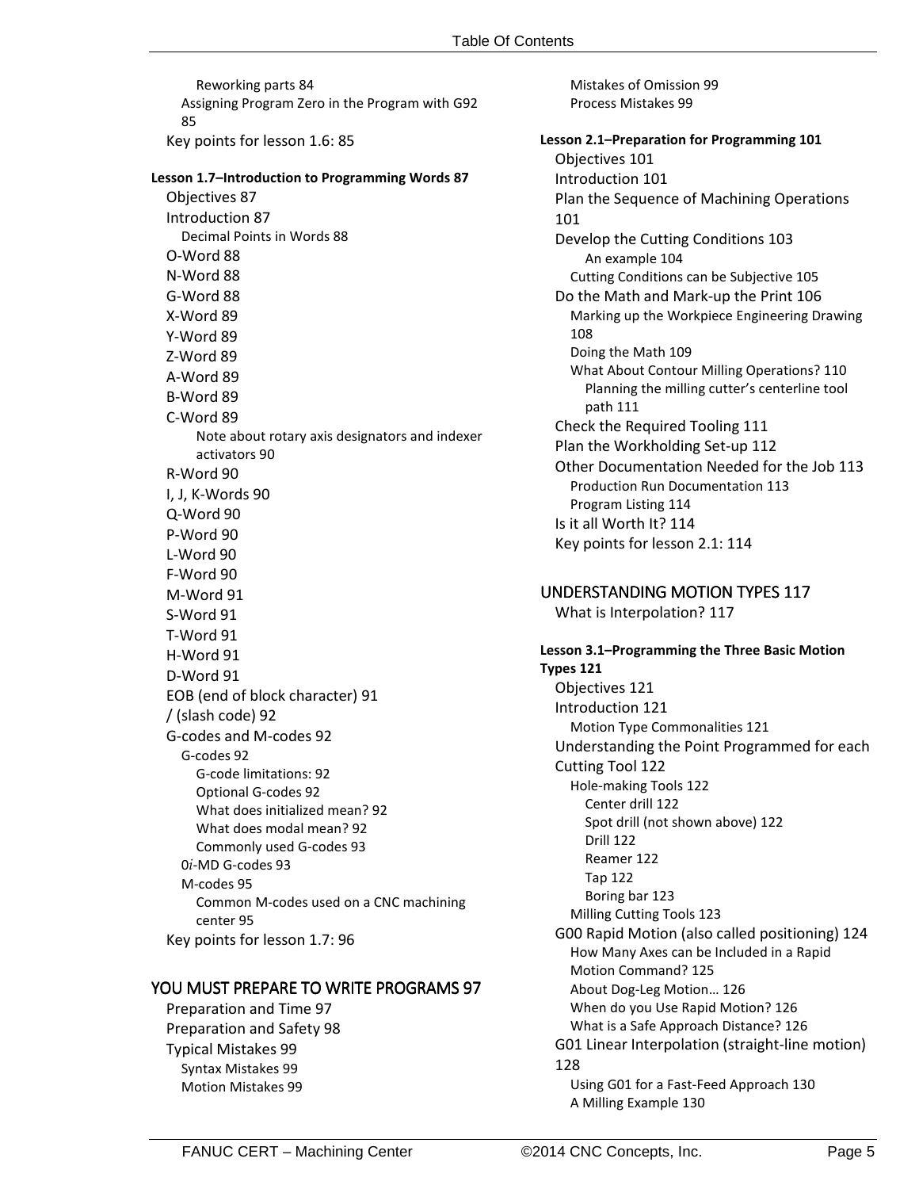- Reworking parts 84
- Assigning Program Zero in the Program with G92 85
- Key points for lesson 1.6: 85

**Lesson 1.7–Introduction to Programming Words 87**

- Objectives 87
- Introduction 87
  - Decimal Points in Words 88
- O-Word 88
- N-Word 88
- G-Word 88
- X-Word 89
- Y-Word 89
- Z-Word 89
- A-Word 89
- B-Word 89
- C-Word 89
  - Note about rotary axis designators and indexer activators 90
- R-Word 90
- I, J, K-Words 90
- Q-Word 90
- P-Word 90
- L-Word 90
- F-Word 90
- M-Word 91
- S-Word 91
- T-Word 91
- H-Word 91
- D-Word 91
- EOB (end of block character) 91
- / (slash code) 92
- G-codes and M-codes 92
  - G-codes 92
    - G-code limitations: 92
    - Optional G-codes 92
    - What does initialized mean? 92
    - What does modal mean? 92
    - Commonly used G-codes 93
  - 0*i*-MD G-codes 93
  - M-codes 95
    - Common M-codes used on a CNC machining center 95
- Key points for lesson 1.7: 96

## YOU MUST PREPARE TO WRITE PROGRAMS 97

- Preparation and Time 97
- Preparation and Safety 98
- Typical Mistakes 99
  - Syntax Mistakes 99
  - Motion Mistakes 99
  - Mistakes of Omission 99
  - Process Mistakes 99

**Lesson 2.1–Preparation for Programming 101**

- Objectives 101
- Introduction 101
- Plan the Sequence of Machining Operations 101
- Develop the Cutting Conditions 103
    - An example 104
  - Cutting Conditions can be Subjective 105
- Do the Math and Mark-up the Print 106
  - Marking up the Workpiece Engineering Drawing 108
  - Doing the Math 109
  - What About Contour Milling Operations? 110
    - Planning the milling cutter's centerline tool path 111
- Check the Required Tooling 111
- Plan the Workholding Set-up 112
- Other Documentation Needed for the Job 113
  - Production Run Documentation 113
  - Program Listing 114
- Is it all Worth It? 114
- Key points for lesson 2.1: 114

## UNDERSTANDING MOTION TYPES 117

- What is Interpolation? 117

**Lesson 3.1–Programming the Three Basic Motion Types 121**

- Objectives 121
- Introduction 121
  - Motion Type Commonalities 121
- Understanding the Point Programmed for each Cutting Tool 122
  - Hole-making Tools 122
    - Center drill 122
    - Spot drill (not shown above) 122
    - Drill 122
    - Reamer 122
    - Tap 122
    - Boring bar 123
  - Milling Cutting Tools 123
- G00 Rapid Motion (also called positioning) 124
  - How Many Axes can be Included in a Rapid Motion Command? 125
  - About Dog-Leg Motion… 126
  - When do you Use Rapid Motion? 126
  - What is a Safe Approach Distance? 126
- G01 Linear Interpolation (straight-line motion) 128
  - Using G01 for a Fast-Feed Approach 130
  - A Milling Example 130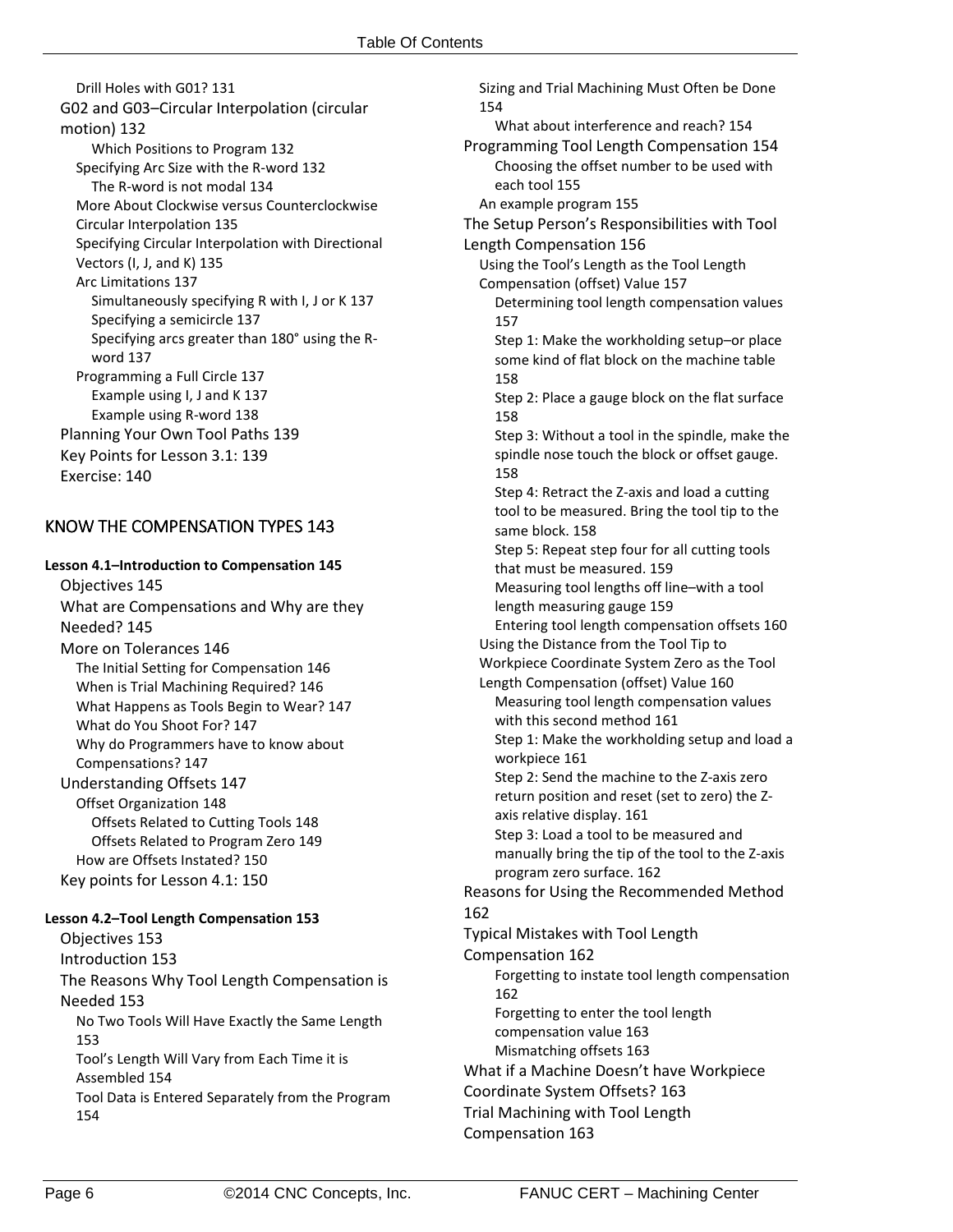Drill Holes with G01? 131

G02 and G03–Circular Interpolation (circular motion) 132

Which Positions to Program 132

Specifying Arc Size with the R-word 132

The R-word is not modal 134

More About Clockwise versus Counterclockwise Circular Interpolation 135

Specifying Circular Interpolation with Directional Vectors (I, J, and K) 135

Arc Limitations 137

Simultaneously specifying R with I, J or K 137

Specifying a semicircle 137

Specifying arcs greater than 180° using the R-word 137

Programming a Full Circle 137

Example using I, J and K 137

Example using R-word 138

Planning Your Own Tool Paths 139

Key Points for Lesson 3.1: 139

Exercise: 140

## KNOW THE COMPENSATION TYPES 143

**Lesson 4.1–Introduction to Compensation 145**

Objectives 145

What are Compensations and Why are they Needed? 145

More on Tolerances 146

The Initial Setting for Compensation 146

When is Trial Machining Required? 146

What Happens as Tools Begin to Wear? 147

What do You Shoot For? 147

Why do Programmers have to know about Compensations? 147

Understanding Offsets 147

Offset Organization 148

Offsets Related to Cutting Tools 148

Offsets Related to Program Zero 149

How are Offsets Instated? 150

Key points for Lesson 4.1: 150

**Lesson 4.2–Tool Length Compensation 153**

Objectives 153

Introduction 153

The Reasons Why Tool Length Compensation is Needed 153

No Two Tools Will Have Exactly the Same Length 153

Tool's Length Will Vary from Each Time it is Assembled 154

Tool Data is Entered Separately from the Program 154

Sizing and Trial Machining Must Often be Done 154

What about interference and reach? 154

Programming Tool Length Compensation 154

Choosing the offset number to be used with each tool 155

An example program 155

The Setup Person's Responsibilities with Tool Length Compensation 156

Using the Tool's Length as the Tool Length Compensation (offset) Value 157

Determining tool length compensation values 157

Step 1: Make the workholding setup–or place some kind of flat block on the machine table 158

Step 2: Place a gauge block on the flat surface 158

Step 3: Without a tool in the spindle, make the spindle nose touch the block or offset gauge. 158

Step 4: Retract the Z-axis and load a cutting tool to be measured. Bring the tool tip to the same block. 158

Step 5: Repeat step four for all cutting tools that must be measured. 159

Measuring tool lengths off line–with a tool length measuring gauge 159

Entering tool length compensation offsets 160

Using the Distance from the Tool Tip to Workpiece Coordinate System Zero as the Tool Length Compensation (offset) Value 160

Measuring tool length compensation values with this second method 161

Step 1: Make the workholding setup and load a workpiece 161

Step 2: Send the machine to the Z-axis zero return position and reset (set to zero) the Z-axis relative display. 161

Step 3: Load a tool to be measured and manually bring the tip of the tool to the Z-axis program zero surface. 162

Reasons for Using the Recommended Method 162

Typical Mistakes with Tool Length Compensation 162

Forgetting to instate tool length compensation 162

Forgetting to enter the tool length compensation value 163

Mismatching offsets 163

What if a Machine Doesn't have Workpiece Coordinate System Offsets? 163

Trial Machining with Tool Length Compensation 163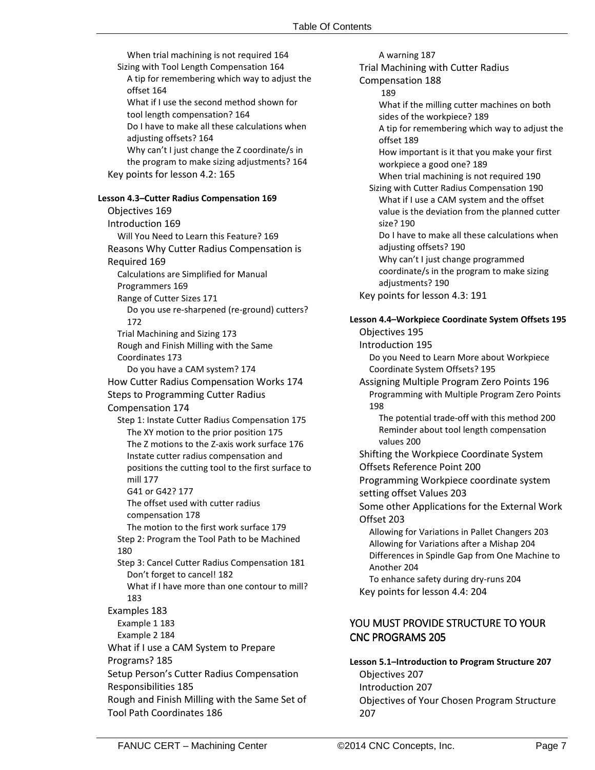When trial machining is not required 164
Sizing with Tool Length Compensation 164
A tip for remembering which way to adjust the offset 164
What if I use the second method shown for tool length compensation? 164
Do I have to make all these calculations when adjusting offsets? 164
Why can't I just change the Z coordinate/s in the program to make sizing adjustments? 164
Key points for lesson 4.2: 165

**Lesson 4.3–Cutter Radius Compensation 169**

Objectives 169
Introduction 169
Will You Need to Learn this Feature? 169
Reasons Why Cutter Radius Compensation is Required 169
Calculations are Simplified for Manual Programmers 169
Range of Cutter Sizes 171
Do you use re-sharpened (re-ground) cutters? 172
Trial Machining and Sizing 173
Rough and Finish Milling with the Same Coordinates 173
Do you have a CAM system? 174
How Cutter Radius Compensation Works 174
Steps to Programming Cutter Radius Compensation 174
Step 1: Instate Cutter Radius Compensation 175
The XY motion to the prior position 175
The Z motions to the Z-axis work surface 176
Instate cutter radius compensation and positions the cutting tool to the first surface to mill 177
G41 or G42? 177
The offset used with cutter radius compensation 178
The motion to the first work surface 179
Step 2: Program the Tool Path to be Machined 180
Step 3: Cancel Cutter Radius Compensation 181
Don't forget to cancel! 182
What if I have more than one contour to mill? 183
Examples 183
Example 1 183
Example 2 184
What if I use a CAM System to Prepare Programs? 185
Setup Person's Cutter Radius Compensation Responsibilities 185
Rough and Finish Milling with the Same Set of Tool Path Coordinates 186
A warning 187
Trial Machining with Cutter Radius Compensation 188
189
What if the milling cutter machines on both sides of the workpiece? 189
A tip for remembering which way to adjust the offset 189
How important is it that you make your first workpiece a good one? 189
When trial machining is not required 190
Sizing with Cutter Radius Compensation 190
What if I use a CAM system and the offset value is the deviation from the planned cutter size? 190
Do I have to make all these calculations when adjusting offsets? 190
Why can't I just change programmed coordinate/s in the program to make sizing adjustments? 190
Key points for lesson 4.3: 191

**Lesson 4.4–Workpiece Coordinate System Offsets 195**

Objectives 195
Introduction 195
Do you Need to Learn More about Workpiece Coordinate System Offsets? 195
Assigning Multiple Program Zero Points 196
Programming with Multiple Program Zero Points 198
The potential trade-off with this method 200
Reminder about tool length compensation values 200
Shifting the Workpiece Coordinate System Offsets Reference Point 200
Programming Workpiece coordinate system setting offset Values 203
Some other Applications for the External Work Offset 203
Allowing for Variations in Pallet Changers 203
Allowing for Variations after a Mishap 204
Differences in Spindle Gap from One Machine to Another 204
To enhance safety during dry-runs 204
Key points for lesson 4.4: 204

## YOU MUST PROVIDE STRUCTURE TO YOUR CNC PROGRAMS 205

**Lesson 5.1–Introduction to Program Structure 207**

Objectives 207
Introduction 207
Objectives of Your Chosen Program Structure 207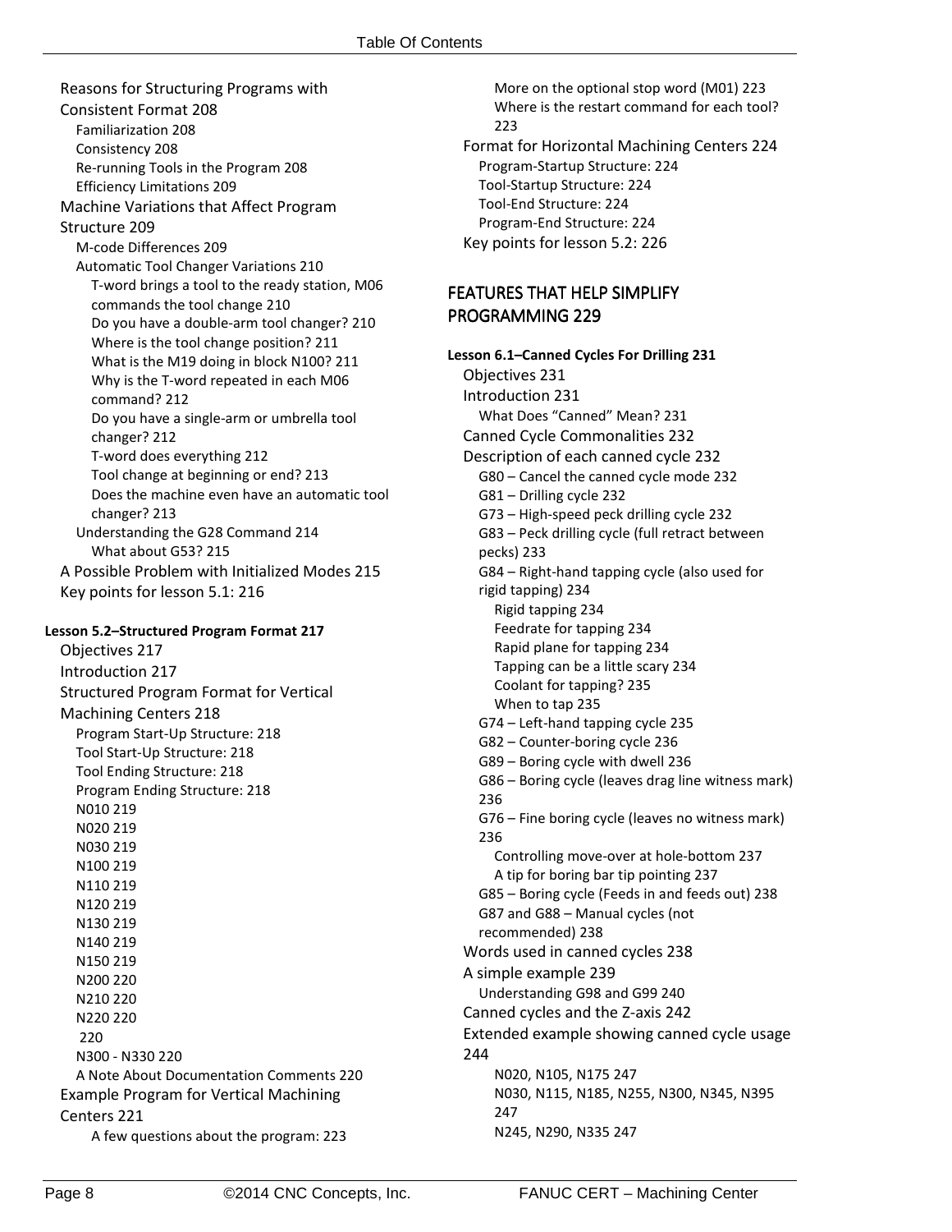Reasons for Structuring Programs with Consistent Format 208
- Familiarization 208
- Consistency 208
- Re-running Tools in the Program 208
- Efficiency Limitations 209

Machine Variations that Affect Program Structure 209
- M-code Differences 209
- Automatic Tool Changer Variations 210
  - T-word brings a tool to the ready station, M06 commands the tool change 210
  - Do you have a double-arm tool changer? 210
  - Where is the tool change position? 211
  - What is the M19 doing in block N100? 211
  - Why is the T-word repeated in each M06 command? 212
  - Do you have a single-arm or umbrella tool changer? 212
  - T-word does everything 212
  - Tool change at beginning or end? 213
  - Does the machine even have an automatic tool changer? 213
- Understanding the G28 Command 214
  - What about G53? 215

A Possible Problem with Initialized Modes 215

Key points for lesson 5.1: 216

**Lesson 5.2–Structured Program Format 217**

Objectives 217

Introduction 217

Structured Program Format for Vertical Machining Centers 218
- Program Start-Up Structure: 218
- Tool Start-Up Structure: 218
- Tool Ending Structure: 218
- Program Ending Structure: 218
- N010 219
- N020 219
- N030 219
- N100 219
- N110 219
- N120 219
- N130 219
- N140 219
- N150 219
- N200 220
- N210 220
- N220 220
- 220
- N300 - N330 220
- A Note About Documentation Comments 220

Example Program for Vertical Machining Centers 221
  - A few questions about the program: 223
  - More on the optional stop word (M01) 223
  - Where is the restart command for each tool? 223

Format for Horizontal Machining Centers 224
- Program-Startup Structure: 224
- Tool-Startup Structure: 224
- Tool-End Structure: 224
- Program-End Structure: 224

Key points for lesson 5.2: 226

## FEATURES THAT HELP SIMPLIFY PROGRAMMING 229

**Lesson 6.1–Canned Cycles For Drilling 231**

Objectives 231

Introduction 231
- What Does “Canned” Mean? 231

Canned Cycle Commonalities 232

Description of each canned cycle 232
- G80 – Cancel the canned cycle mode 232
- G81 – Drilling cycle 232
- G73 – High-speed peck drilling cycle 232
- G83 – Peck drilling cycle (full retract between pecks) 233
- G84 – Right-hand tapping cycle (also used for rigid tapping) 234
  - Rigid tapping 234
  - Feedrate for tapping 234
  - Rapid plane for tapping 234
  - Tapping can be a little scary 234
  - Coolant for tapping? 235
  - When to tap 235
- G74 – Left-hand tapping cycle 235
- G82 – Counter-boring cycle 236
- G89 – Boring cycle with dwell 236
- G86 – Boring cycle (leaves drag line witness mark) 236
- G76 – Fine boring cycle (leaves no witness mark) 236
  - Controlling move-over at hole-bottom 237
  - A tip for boring bar tip pointing 237
- G85 – Boring cycle (Feeds in and feeds out) 238
- G87 and G88 – Manual cycles (not recommended) 238

Words used in canned cycles 238

A simple example 239
- Understanding G98 and G99 240

Canned cycles and the Z-axis 242

Extended example showing canned cycle usage 244
  - N020, N105, N175 247
  - N030, N115, N185, N255, N300, N345, N395 247
  - N245, N290, N335 247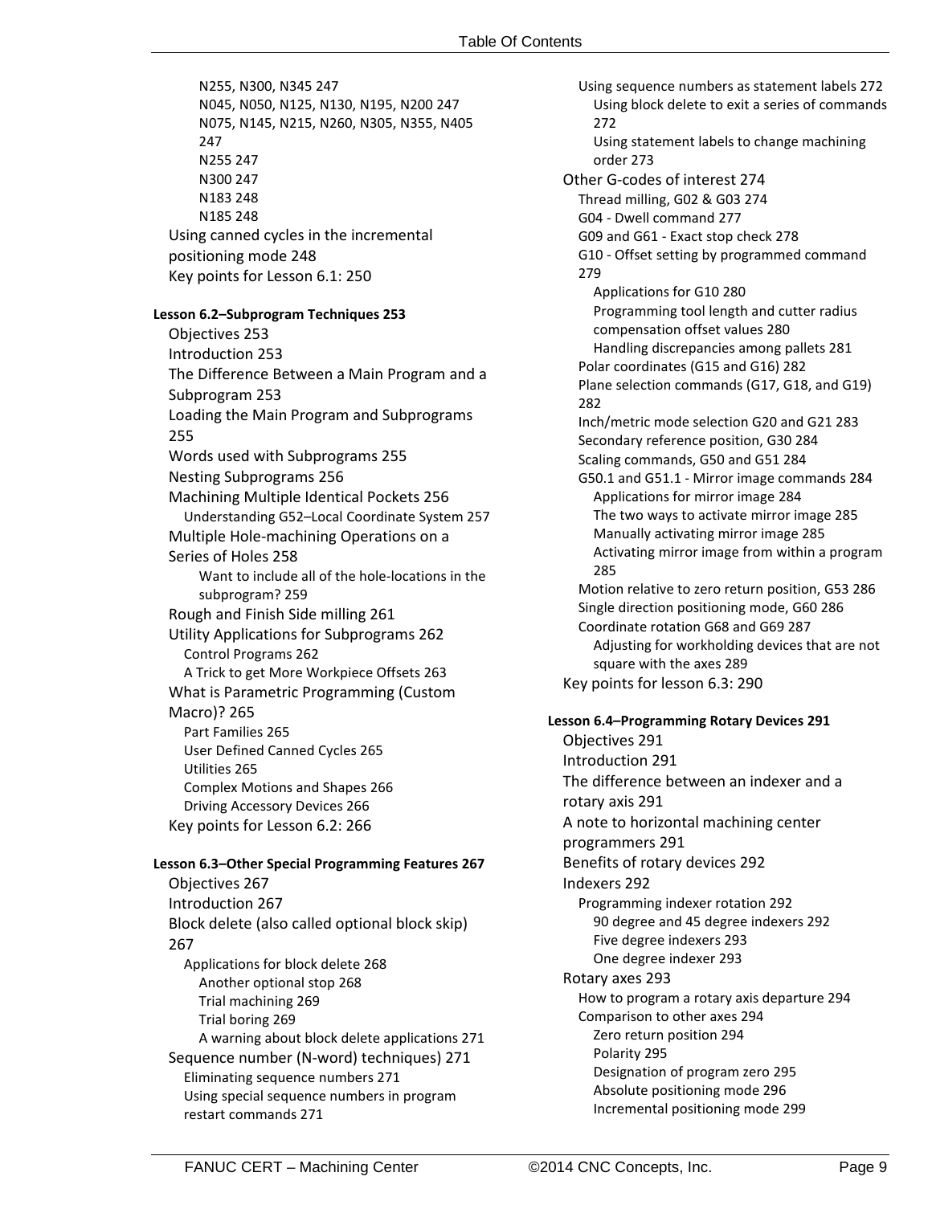N255, N300, N345 247
N045, N050, N125, N130, N195, N200 247
N075, N145, N215, N260, N305, N355, N405 247
N255 247
N300 247
N183 248
N185 248
Using canned cycles in the incremental positioning mode 248
Key points for Lesson 6.1: 250

**Lesson 6.2–Subprogram Techniques 253**

Objectives 253
Introduction 253
The Difference Between a Main Program and a Subprogram 253
Loading the Main Program and Subprograms 255
Words used with Subprograms 255
Nesting Subprograms 256
Machining Multiple Identical Pockets 256
Understanding G52–Local Coordinate System 257
Multiple Hole-machining Operations on a Series of Holes 258
Want to include all of the hole-locations in the subprogram? 259
Rough and Finish Side milling 261
Utility Applications for Subprograms 262
Control Programs 262
A Trick to get More Workpiece Offsets 263
What is Parametric Programming (Custom Macro)? 265
Part Families 265
User Defined Canned Cycles 265
Utilities 265
Complex Motions and Shapes 266
Driving Accessory Devices 266
Key points for Lesson 6.2: 266

**Lesson 6.3–Other Special Programming Features 267**

Objectives 267
Introduction 267
Block delete (also called optional block skip) 267
Applications for block delete 268
Another optional stop 268
Trial machining 269
Trial boring 269
A warning about block delete applications 271
Sequence number (N-word) techniques) 271
Eliminating sequence numbers 271
Using special sequence numbers in program restart commands 271
Using sequence numbers as statement labels 272
Using block delete to exit a series of commands 272
Using statement labels to change machining order 273
Other G-codes of interest 274
Thread milling, G02 & G03 274
G04 - Dwell command 277
G09 and G61 - Exact stop check 278
G10 - Offset setting by programmed command 279
Applications for G10 280
Programming tool length and cutter radius compensation offset values 280
Handling discrepancies among pallets 281
Polar coordinates (G15 and G16) 282
Plane selection commands (G17, G18, and G19) 282
Inch/metric mode selection G20 and G21 283
Secondary reference position, G30 284
Scaling commands, G50 and G51 284
G50.1 and G51.1 - Mirror image commands 284
Applications for mirror image 284
The two ways to activate mirror image 285
Manually activating mirror image 285
Activating mirror image from within a program 285
Motion relative to zero return position, G53 286
Single direction positioning mode, G60 286
Coordinate rotation G68 and G69 287
Adjusting for workholding devices that are not square with the axes 289
Key points for lesson 6.3: 290

**Lesson 6.4–Programming Rotary Devices 291**

Objectives 291
Introduction 291
The difference between an indexer and a rotary axis 291
A note to horizontal machining center programmers 291
Benefits of rotary devices 292
Indexers 292
Programming indexer rotation 292
90 degree and 45 degree indexers 292
Five degree indexers 293
One degree indexer 293
Rotary axes 293
How to program a rotary axis departure 294
Comparison to other axes 294
Zero return position 294
Polarity 295
Designation of program zero 295
Absolute positioning mode 296
Incremental positioning mode 299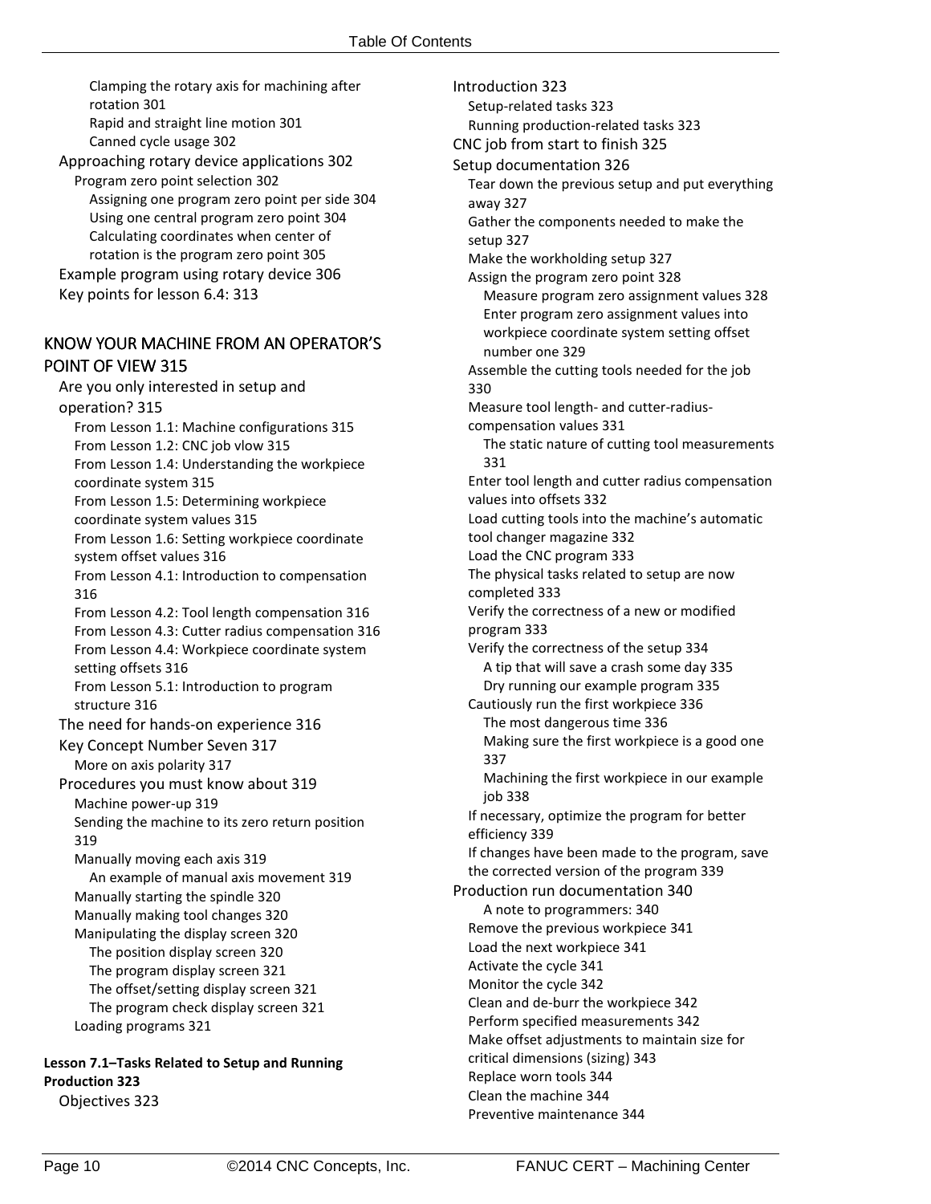Clamping the rotary axis for machining after rotation 301
Rapid and straight line motion 301
Canned cycle usage 302
Approaching rotary device applications 302
Program zero point selection 302
Assigning one program zero point per side 304
Using one central program zero point 304
Calculating coordinates when center of rotation is the program zero point 305
Example program using rotary device 306
Key points for lesson 6.4: 313

## KNOW YOUR MACHINE FROM AN OPERATOR'S POINT OF VIEW 315

Are you only interested in setup and operation? 315
From Lesson 1.1: Machine configurations 315
From Lesson 1.2: CNC job vlow 315
From Lesson 1.4: Understanding the workpiece coordinate system 315
From Lesson 1.5: Determining workpiece coordinate system values 315
From Lesson 1.6: Setting workpiece coordinate system offset values 316
From Lesson 4.1: Introduction to compensation 316
From Lesson 4.2: Tool length compensation 316
From Lesson 4.3: Cutter radius compensation 316
From Lesson 4.4: Workpiece coordinate system setting offsets 316
From Lesson 5.1: Introduction to program structure 316
The need for hands-on experience 316
Key Concept Number Seven 317
More on axis polarity 317
Procedures you must know about 319
Machine power-up 319
Sending the machine to its zero return position 319
Manually moving each axis 319
An example of manual axis movement 319
Manually starting the spindle 320
Manually making tool changes 320
Manipulating the display screen 320
The position display screen 320
The program display screen 321
The offset/setting display screen 321
The program check display screen 321
Loading programs 321

**Lesson 7.1–Tasks Related to Setup and Running Production 323**

Objectives 323
Introduction 323
Setup-related tasks 323
Running production-related tasks 323
CNC job from start to finish 325
Setup documentation 326
Tear down the previous setup and put everything away 327
Gather the components needed to make the setup 327
Make the workholding setup 327
Assign the program zero point 328
Measure program zero assignment values 328
Enter program zero assignment values into workpiece coordinate system setting offset number one 329
Assemble the cutting tools needed for the job 330
Measure tool length- and cutter-radius-compensation values 331
The static nature of cutting tool measurements 331
Enter tool length and cutter radius compensation values into offsets 332
Load cutting tools into the machine's automatic tool changer magazine 332
Load the CNC program 333
The physical tasks related to setup are now completed 333
Verify the correctness of a new or modified program 333
Verify the correctness of the setup 334
A tip that will save a crash some day 335
Dry running our example program 335
Cautiously run the first workpiece 336
The most dangerous time 336
Making sure the first workpiece is a good one 337
Machining the first workpiece in our example job 338
If necessary, optimize the program for better efficiency 339
If changes have been made to the program, save the corrected version of the program 339
Production run documentation 340
A note to programmers: 340
Remove the previous workpiece 341
Load the next workpiece 341
Activate the cycle 341
Monitor the cycle 342
Clean and de-burr the workpiece 342
Perform specified measurements 342
Make offset adjustments to maintain size for critical dimensions (sizing) 343
Replace worn tools 344
Clean the machine 344
Preventive maintenance 344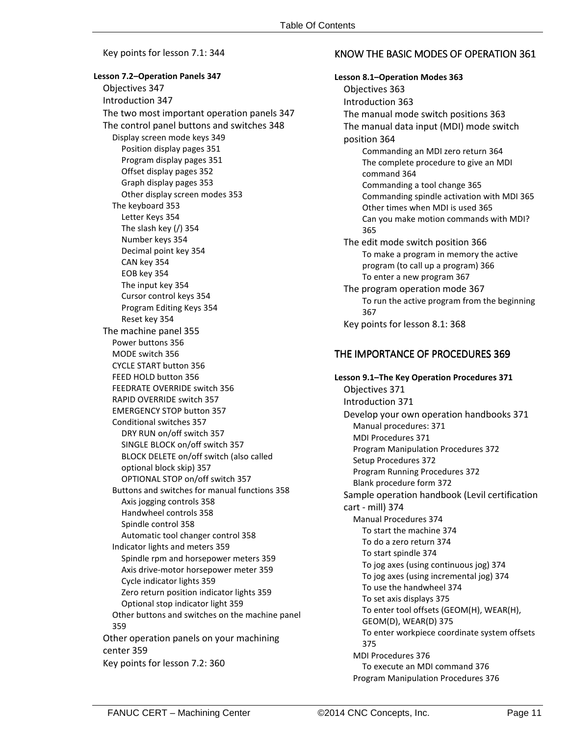Key points for lesson 7.1: 344

**Lesson 7.2–Operation Panels 347**

- Objectives 347
- Introduction 347
- The two most important operation panels 347
- The control panel buttons and switches 348
  - Display screen mode keys 349
    - Position display pages 351
    - Program display pages 351
    - Offset display pages 352
    - Graph display pages 353
    - Other display screen modes 353
  - The keyboard 353
    - Letter Keys 354
    - The slash key (/) 354
    - Number keys 354
    - Decimal point key 354
    - CAN key 354
    - EOB key 354
    - The input key 354
    - Cursor control keys 354
    - Program Editing Keys 354
    - Reset key 354
- The machine panel 355
  - Power buttons 356
  - MODE switch 356
  - CYCLE START button 356
  - FEED HOLD button 356
  - FEEDRATE OVERRIDE switch 356
  - RAPID OVERRIDE switch 357
  - EMERGENCY STOP button 357
  - Conditional switches 357
    - DRY RUN on/off switch 357
    - SINGLE BLOCK on/off switch 357
    - BLOCK DELETE on/off switch (also called optional block skip) 357
    - OPTIONAL STOP on/off switch 357
  - Buttons and switches for manual functions 358
    - Axis jogging controls 358
    - Handwheel controls 358
    - Spindle control 358
    - Automatic tool changer control 358
  - Indicator lights and meters 359
    - Spindle rpm and horsepower meters 359
    - Axis drive-motor horsepower meter 359
    - Cycle indicator lights 359
    - Zero return position indicator lights 359
    - Optional stop indicator light 359
  - Other buttons and switches on the machine panel 359
- Other operation panels on your machining center 359
- Key points for lesson 7.2: 360

## KNOW THE BASIC MODES OF OPERATION 361

**Lesson 8.1–Operation Modes 363**

- Objectives 363
- Introduction 363
- The manual mode switch positions 363
- The manual data input (MDI) mode switch position 364
    - Commanding an MDI zero return 364
    - The complete procedure to give an MDI command 364
    - Commanding a tool change 365
    - Commanding spindle activation with MDI 365
    - Other times when MDI is used 365
    - Can you make motion commands with MDI? 365
- The edit mode switch position 366
    - To make a program in memory the active program (to call up a program) 366
    - To enter a new program 367
- The program operation mode 367
    - To run the active program from the beginning 367
- Key points for lesson 8.1: 368

## THE IMPORTANCE OF PROCEDURES 369

**Lesson 9.1–The Key Operation Procedures 371**

- Objectives 371
- Introduction 371
- Develop your own operation handbooks 371
  - Manual procedures: 371
  - MDI Procedures 371
  - Program Manipulation Procedures 372
  - Setup Procedures 372
  - Program Running Procedures 372
  - Blank procedure form 372
- Sample operation handbook (Levil certification cart - mill) 374
  - Manual Procedures 374
    - To start the machine 374
    - To do a zero return 374
    - To start spindle 374
    - To jog axes (using continuous jog) 374
    - To jog axes (using incremental jog) 374
    - To use the handwheel 374
    - To set axis displays 375
    - To enter tool offsets (GEOM(H), WEAR(H), GEOM(D), WEAR(D) 375
    - To enter workpiece coordinate system offsets 375
  - MDI Procedures 376
    - To execute an MDI command 376
  - Program Manipulation Procedures 376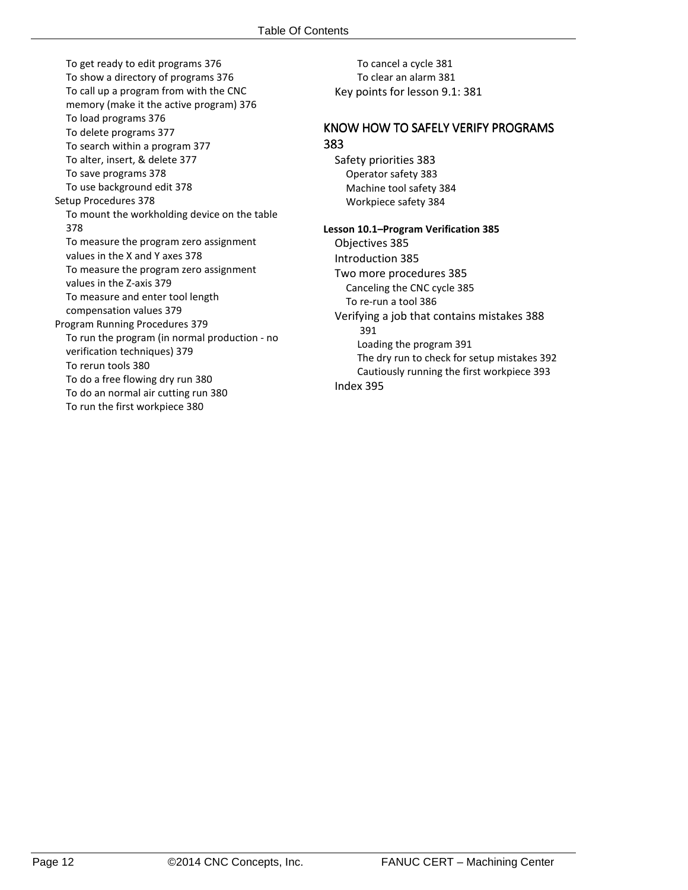To get ready to edit programs 376
To show a directory of programs 376
To call up a program from with the CNC memory (make it the active program) 376
To load programs 376
To delete programs 377
To search within a program 377
To alter, insert, & delete 377
To save programs 378
To use background edit 378

Setup Procedures 378

To mount the workholding device on the table 378
To measure the program zero assignment values in the X and Y axes 378
To measure the program zero assignment values in the Z-axis 379
To measure and enter tool length compensation values 379

Program Running Procedures 379

To run the program (in normal production - no verification techniques) 379
To rerun tools 380
To do a free flowing dry run 380
To do an normal air cutting run 380
To run the first workpiece 380
To cancel a cycle 381
To clear an alarm 381

Key points for lesson 9.1: 381

## KNOW HOW TO SAFELY VERIFY PROGRAMS 383

Safety priorities 383

Operator safety 383
Machine tool safety 384
Workpiece safety 384

**Lesson 10.1–Program Verification 385**

Objectives 385

Introduction 385

Two more procedures 385

Canceling the CNC cycle 385
To re-run a tool 386

Verifying a job that contains mistakes 388

391
Loading the program 391
The dry run to check for setup mistakes 392
Cautiously running the first workpiece 393

Index 395